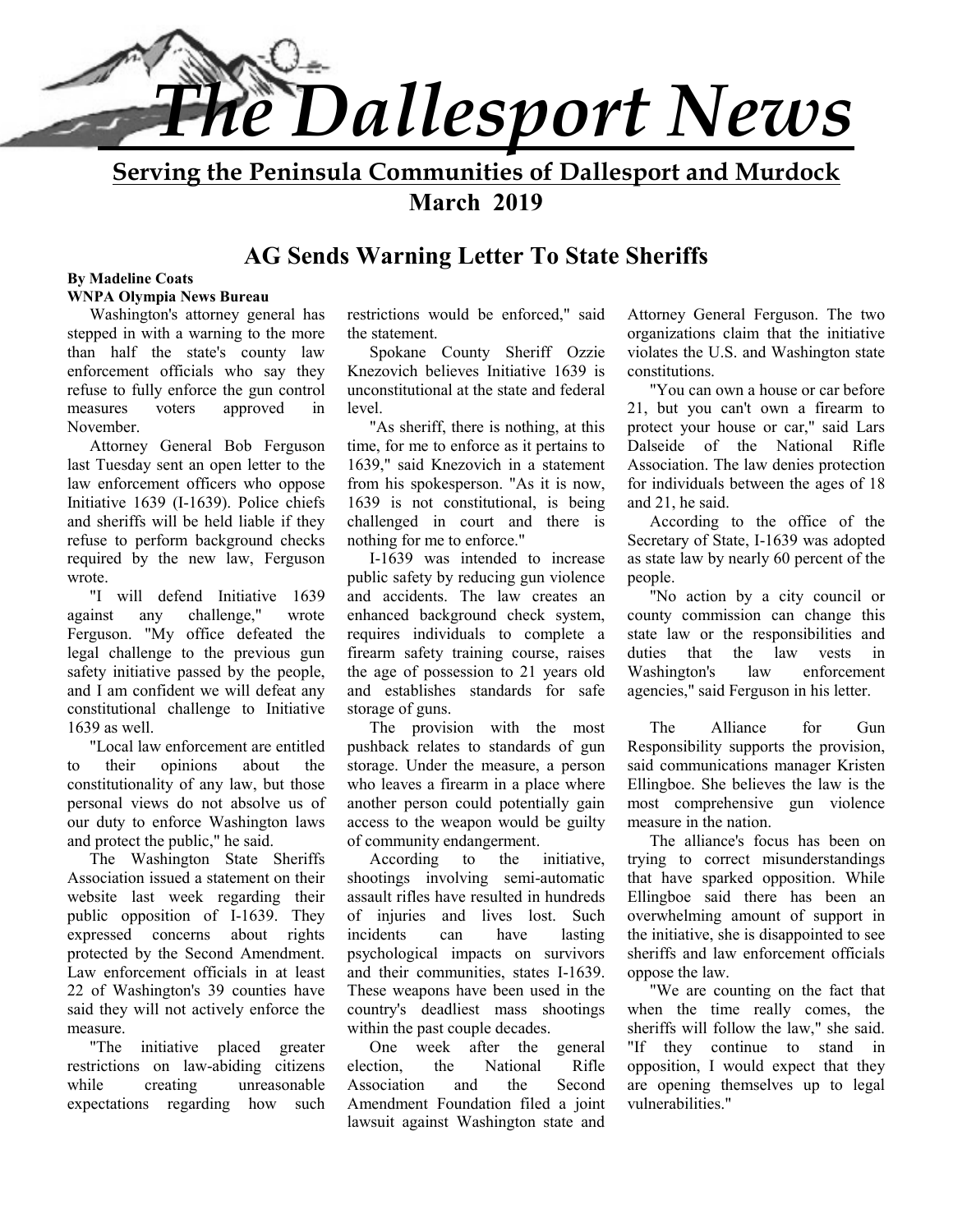# The Dallesport News

**Serving the Peninsula Communities of Dallesport and Murdock**

**March 2019**

## AG Sends Warning Letter To State Sheriffs

**By Madeline Coats**
**WNPA Olympia News Bureau**

Washington's attorney general has stepped in with a warning to the more than half the state's county law enforcement officials who say they refuse to fully enforce the gun control measures voters approved in November.

Attorney General Bob Ferguson last Tuesday sent an open letter to the law enforcement officers who oppose Initiative 1639 (I-1639). Police chiefs and sheriffs will be held liable if they refuse to perform background checks required by the new law, Ferguson wrote.

"I will defend Initiative 1639 against any challenge," wrote Ferguson. "My office defeated the legal challenge to the previous gun safety initiative passed by the people, and I am confident we will defeat any constitutional challenge to Initiative 1639 as well.

"Local law enforcement are entitled to their opinions about the constitutionality of any law, but those personal views do not absolve us of our duty to enforce Washington laws and protect the public," he said.

The Washington State Sheriffs Association issued a statement on their website last week regarding their public opposition of I-1639. They expressed concerns about rights protected by the Second Amendment. Law enforcement officials in at least 22 of Washington's 39 counties have said they will not actively enforce the measure.

"The initiative placed greater restrictions on law-abiding citizens while creating unreasonable expectations regarding how such restrictions would be enforced," said the statement.

Spokane County Sheriff Ozzie Knezovich believes Initiative 1639 is unconstitutional at the state and federal level.

"As sheriff, there is nothing, at this time, for me to enforce as it pertains to 1639," said Knezovich in a statement from his spokesperson. "As it is now, 1639 is not constitutional, is being challenged in court and there is nothing for me to enforce."

I-1639 was intended to increase public safety by reducing gun violence and accidents. The law creates an enhanced background check system, requires individuals to complete a firearm safety training course, raises the age of possession to 21 years old and establishes standards for safe storage of guns.

The provision with the most pushback relates to standards of gun storage. Under the measure, a person who leaves a firearm in a place where another person could potentially gain access to the weapon would be guilty of community endangerment.

According to the initiative, shootings involving semi-automatic assault rifles have resulted in hundreds of injuries and lives lost. Such incidents can have lasting psychological impacts on survivors and their communities, states I-1639. These weapons have been used in the country's deadliest mass shootings within the past couple decades.

One week after the general election, the National Rifle Association and the Second Amendment Foundation filed a joint lawsuit against Washington state and Attorney General Ferguson. The two organizations claim that the initiative violates the U.S. and Washington state constitutions.

"You can own a house or car before 21, but you can't own a firearm to protect your house or car," said Lars Dalseide of the National Rifle Association. The law denies protection for individuals between the ages of 18 and 21, he said.

According to the office of the Secretary of State, I-1639 was adopted as state law by nearly 60 percent of the people.

"No action by a city council or county commission can change this state law or the responsibilities and duties that the law vests in Washington's law enforcement agencies," said Ferguson in his letter.

The Alliance for Gun Responsibility supports the provision, said communications manager Kristen Ellingboe. She believes the law is the most comprehensive gun violence measure in the nation.

The alliance's focus has been on trying to correct misunderstandings that have sparked opposition. While Ellingboe said there has been an overwhelming amount of support in the initiative, she is disappointed to see sheriffs and law enforcement officials oppose the law.

"We are counting on the fact that when the time really comes, the sheriffs will follow the law," she said. "If they continue to stand in opposition, I would expect that they are opening themselves up to legal vulnerabilities."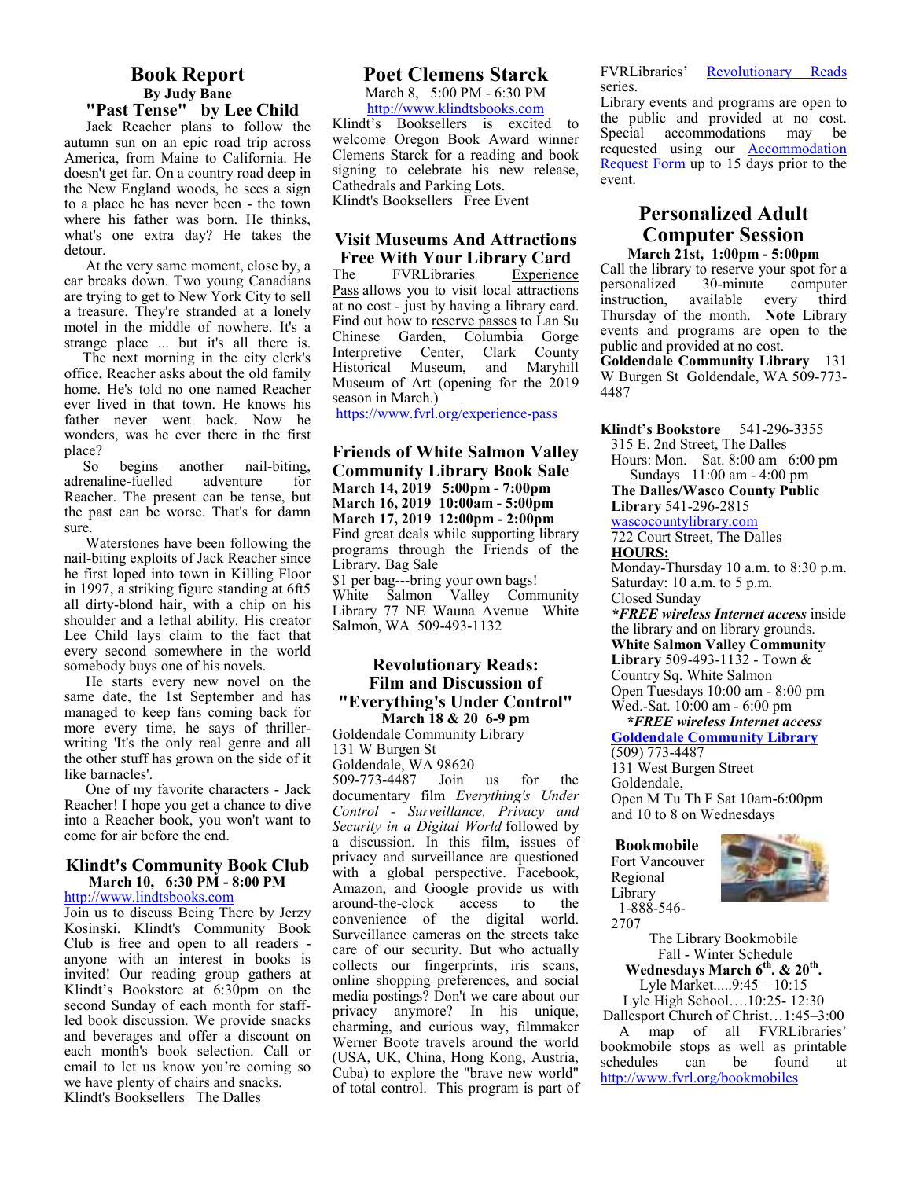## Book Report

**By Judy Bane**

### "Past Tense" by Lee Child

Jack Reacher plans to follow the autumn sun on an epic road trip across America, from Maine to California. He doesn't get far. On a country road deep in the New England woods, he sees a sign to a place he has never been - the town where his father was born. He thinks, what's one extra day? He takes the detour.

At the very same moment, close by, a car breaks down. Two young Canadians are trying to get to New York City to sell a treasure. They're stranded at a lonely motel in the middle of nowhere. It's a strange place ... but it's all there is.

The next morning in the city clerk's office, Reacher asks about the old family home. He's told no one named Reacher ever lived in that town. He knows his father never went back. Now he wonders, was he ever there in the first place?

So begins another nail-biting, adrenaline-fuelled adventure for Reacher. The present can be tense, but the past can be worse. That's for damn sure.

Waterstones have been following the nail-biting exploits of Jack Reacher since he first loped into town in Killing Floor in 1997, a striking figure standing at 6ft5 all dirty-blond hair, with a chip on his shoulder and a lethal ability. His creator Lee Child lays claim to the fact that every second somewhere in the world somebody buys one of his novels.

He starts every new novel on the same date, the 1st September and has managed to keep fans coming back for more every time, he says of thriller-writing 'It's the only real genre and all the other stuff has grown on the side of it like barnacles'.

One of my favorite characters - Jack Reacher! I hope you get a chance to dive into a Reacher book, you won't want to come for air before the end.

## Klindt's Community Book Club

**March 10, 6:30 PM - 8:00 PM**

http://www.lindtsbooks.com

Join us to discuss Being There by Jerzy Kosinski. Klindt's Community Book Club is free and open to all readers - anyone with an interest in books is invited! Our reading group gathers at Klindt's Bookstore at 6:30pm on the second Sunday of each month for staff-led book discussion. We provide snacks and beverages and offer a discount on each month's book selection. Call or email to let us know you're coming so we have plenty of chairs and snacks.

Klindt's Booksellers The Dalles

## Poet Clemens Starck

March 8, 5:00 PM - 6:30 PM

http://www.klindtsbooks.com

Klindt's Booksellers is excited to welcome Oregon Book Award winner Clemens Starck for a reading and book signing to celebrate his new release, Cathedrals and Parking Lots.

Klindt's Booksellers Free Event

## Visit Museums And Attractions Free With Your Library Card

The FVRLibraries Experience Pass allows you to visit local attractions at no cost - just by having a library card. Find out how to reserve passes to Lan Su Chinese Garden, Columbia Gorge Interpretive Center, Clark County Historical Museum, and Maryhill Museum of Art (opening for the 2019 season in March.)

https://www.fvrl.org/experience-pass

## Friends of White Salmon Valley Community Library Book Sale

**March 14, 2019 5:00pm - 7:00pm**
**March 16, 2019 10:00am - 5:00pm**
**March 17, 2019 12:00pm - 2:00pm**

Find great deals while supporting library programs through the Friends of the Library. Bag Sale

$1 per bag---bring your own bags!

White Salmon Valley Community Library 77 NE Wauna Avenue White Salmon, WA 509-493-1132

## Revolutionary Reads: Film and Discussion of "Everything's Under Control"

**March 18 & 20 6-9 pm**

Goldendale Community Library
131 W Burgen St
Goldendale, WA 98620
509-773-4487

Join us for the documentary film *Everything's Under Control - Surveillance, Privacy and Security in a Digital World* followed by a discussion. In this film, issues of privacy and surveillance are questioned with a global perspective. Facebook, Amazon, and Google provide us with around-the-clock access to the convenience of the digital world. Surveillance cameras on the streets take care of our security. But who actually collects our fingerprints, iris scans, online shopping preferences, and social media postings? Don't we care about our privacy anymore? In his unique, charming, and curious way, filmmaker Werner Boote travels around the world (USA, UK, China, Hong Kong, Austria, Cuba) to explore the "brave new world" of total control. This program is part of FVRLibraries' Revolutionary Reads series.

Library events and programs are open to the public and provided at no cost. Special accommodations may be requested using our Accommodation Request Form up to 15 days prior to the event.

## Personalized Adult Computer Session

**March 21st, 1:00pm - 5:00pm**

Call the library to reserve your spot for a personalized 30-minute computer instruction, available every third Thursday of the month. **Note** Library events and programs are open to the public and provided at no cost.

**Goldendale Community Library** 131 W Burgen St Goldendale, WA 509-773-4487

**Klindt's Bookstore** 541-296-3355
315 E. 2nd Street, The Dalles
Hours: Mon. – Sat. 8:00 am– 6:00 pm
Sundays 11:00 am - 4:00 pm

**The Dalles/Wasco County Public Library** 541-296-2815
wascocountylibrary.com
722 Court Street, The Dalles

**HOURS:**
Monday-Thursday 10 a.m. to 8:30 p.m.
Saturday: 10 a.m. to 5 p.m.
Closed Sunday

***FREE wireless Internet access*** inside the library and on library grounds.

**White Salmon Valley Community Library** 509-493-1132 - Town & Country Sq. White Salmon
Open Tuesdays 10:00 am - 8:00 pm
Wed.-Sat. 10:00 am - 6:00 pm

***FREE wireless Internet access***

**Goldendale Community Library**
(509) 773-4487
131 West Burgen Street
Goldendale,
Open M Tu Th F Sat 10am-6:00pm and 10 to 8 on Wednesdays

**Bookmobile**
Fort Vancouver Regional Library
1-888-546-2707

The Library Bookmobile
Fall - Winter Schedule
**Wednesdays March 6th. & 20th.**
Lyle Market.....9:45 – 10:15
Lyle High School….10:25- 12:30
Dallesport Church of Christ…1:45–3:00

A map of all FVRLibraries' bookmobile stops as well as printable schedules can be found at http://www.fvrl.org/bookmobiles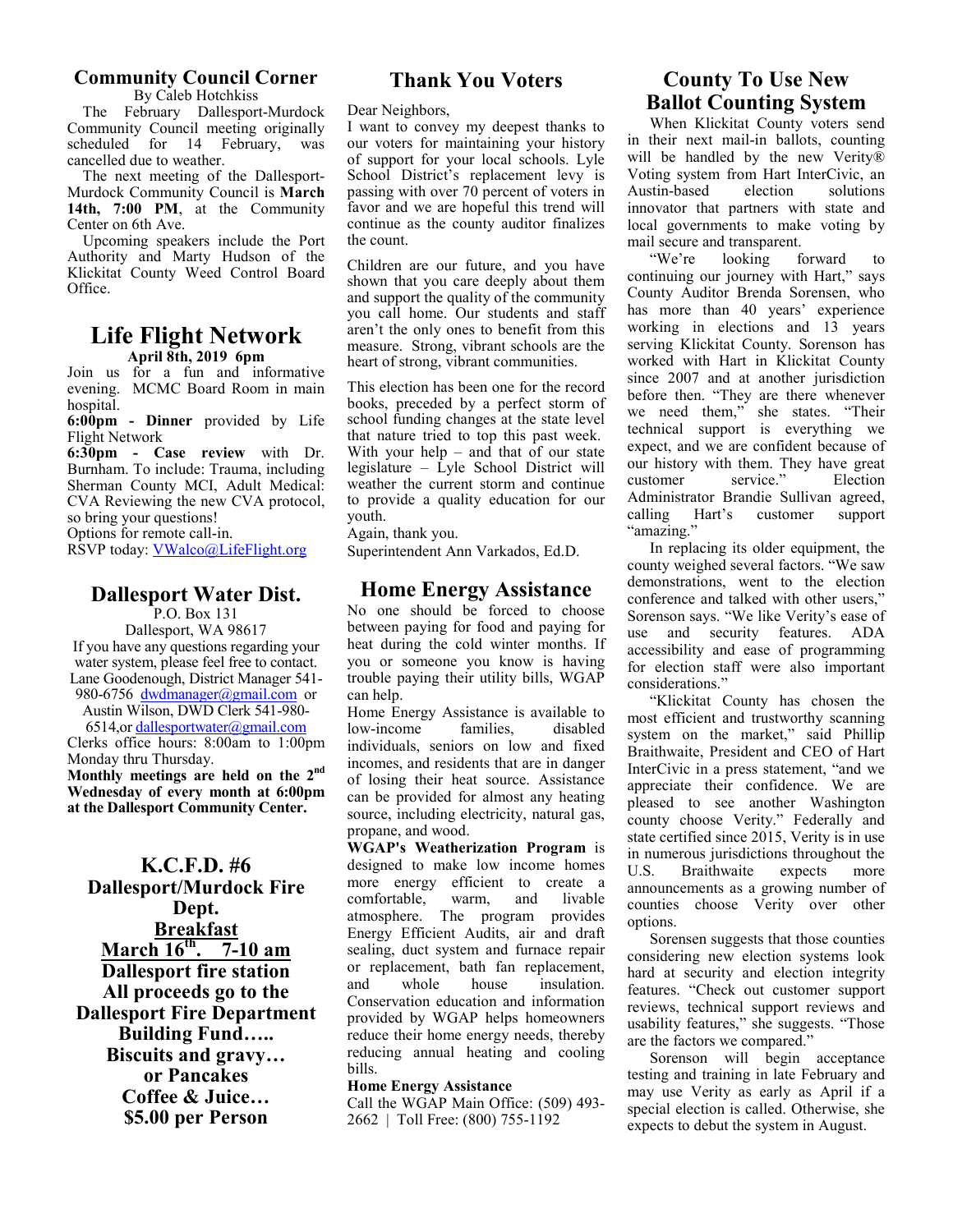## Community Council Corner

By Caleb Hotchkiss

The February Dallesport-Murdock Community Council meeting originally scheduled for 14 February, was cancelled due to weather.

The next meeting of the Dallesport-Murdock Community Council is **March 14th, 7:00 PM**, at the Community Center on 6th Ave.

Upcoming speakers include the Port Authority and Marty Hudson of the Klickitat County Weed Control Board Office.

## Life Flight Network

**April 8th, 2019 6pm**

Join us for a fun and informative evening. MCMC Board Room in main hospital.

**6:00pm - Dinner** provided by Life Flight Network

**6:30pm - Case review** with Dr. Burnham. To include: Trauma, including Sherman County MCI, Adult Medical: CVA Reviewing the new CVA protocol, so bring your questions!

Options for remote call-in.

RSVP today: VWalco@LifeFlight.org

## Dallesport Water Dist.

P.O. Box 131

Dallesport, WA 98617

If you have any questions regarding your water system, please feel free to contact. Lane Goodenough, District Manager 541-980-6756 dwdmanager@gmail.com or Austin Wilson, DWD Clerk 541-980-6514,or dallesportwater@gmail.com

Clerks office hours: 8:00am to 1:00pm Monday thru Thursday.

**Monthly meetings are held on the 2nd Wednesday of every month at 6:00pm at the Dallesport Community Center.**

## K.C.F.D. #6

**Dallesport/Murdock Fire Dept.**

**Breakfast**

**March 16th. 7-10 am**

**Dallesport fire station**

**All proceeds go to the Dallesport Fire Department Building Fund…..**

**Biscuits and gravy…**

**or Pancakes**

**Coffee & Juice…**

**$5.00 per Person**

## Thank You Voters

Dear Neighbors,

I want to convey my deepest thanks to our voters for maintaining your history of support for your local schools. Lyle School District's replacement levy is passing with over 70 percent of voters in favor and we are hopeful this trend will continue as the county auditor finalizes the count.

Children are our future, and you have shown that you care deeply about them and support the quality of the community you call home. Our students and staff aren't the only ones to benefit from this measure. Strong, vibrant schools are the heart of strong, vibrant communities.

This election has been one for the record books, preceded by a perfect storm of school funding changes at the state level that nature tried to top this past week. With your help – and that of our state legislature – Lyle School District will weather the current storm and continue to provide a quality education for our youth.

Again, thank you.

Superintendent Ann Varkados, Ed.D.

## Home Energy Assistance

No one should be forced to choose between paying for food and paying for heat during the cold winter months. If you or someone you know is having trouble paying their utility bills, WGAP can help.

Home Energy Assistance is available to low-income families, disabled individuals, seniors on low and fixed incomes, and residents that are in danger of losing their heat source. Assistance can be provided for almost any heating source, including electricity, natural gas, propane, and wood.

**WGAP's Weatherization Program** is designed to make low income homes more energy efficient to create a comfortable, warm, and livable atmosphere. The program provides Energy Efficient Audits, air and draft sealing, duct system and furnace repair or replacement, bath fan replacement, and whole house insulation. Conservation education and information provided by WGAP helps homeowners reduce their home energy needs, thereby reducing annual heating and cooling bills.

**Home Energy Assistance**

Call the WGAP Main Office: (509) 493-2662 | Toll Free: (800) 755-1192

## County To Use New Ballot Counting System

When Klickitat County voters send in their next mail-in ballots, counting will be handled by the new Verity® Voting system from Hart InterCivic, an Austin-based election solutions innovator that partners with state and local governments to make voting by mail secure and transparent.

"We're looking forward to continuing our journey with Hart," says County Auditor Brenda Sorensen, who has more than 40 years' experience working in elections and 13 years serving Klickitat County. Sorenson has worked with Hart in Klickitat County since 2007 and at another jurisdiction before then. "They are there whenever we need them," she states. "Their technical support is everything we expect, and we are confident because of our history with them. They have great customer service." Election Administrator Brandie Sullivan agreed, calling Hart's customer support "amazing."

In replacing its older equipment, the county weighed several factors. "We saw demonstrations, went to the election conference and talked with other users," Sorenson says. "We like Verity's ease of use and security features. ADA accessibility and ease of programming for election staff were also important considerations."

"Klickitat County has chosen the most efficient and trustworthy scanning system on the market," said Phillip Braithwaite, President and CEO of Hart InterCivic in a press statement, "and we appreciate their confidence. We are pleased to see another Washington county choose Verity." Federally and state certified since 2015, Verity is in use in numerous jurisdictions throughout the U.S. Braithwaite expects more announcements as a growing number of counties choose Verity over other options.

Sorensen suggests that those counties considering new election systems look hard at security and election integrity features. "Check out customer support reviews, technical support reviews and usability features," she suggests. "Those are the factors we compared."

Sorenson will begin acceptance testing and training in late February and may use Verity as early as April if a special election is called. Otherwise, she expects to debut the system in August.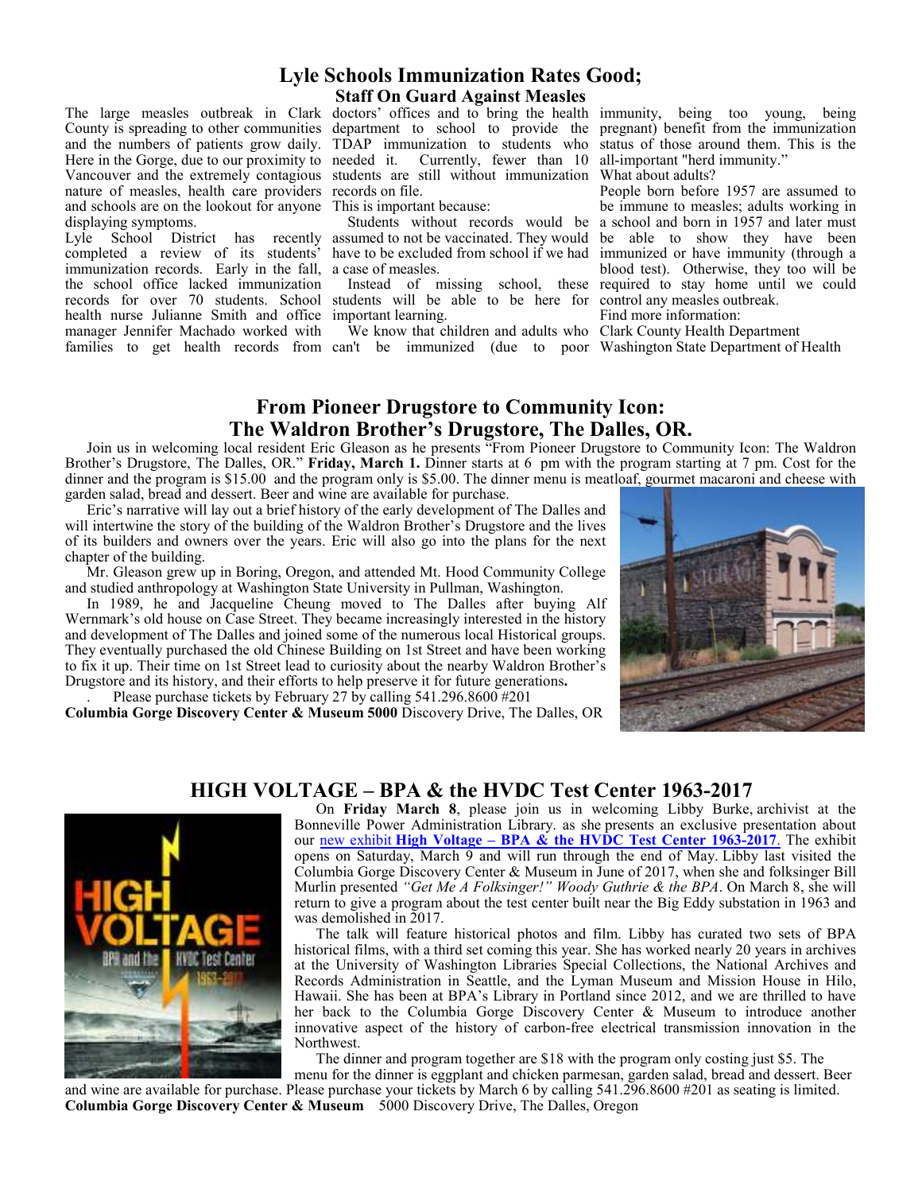## Lyle Schools Immunization Rates Good; Staff On Guard Against Measles

The large measles outbreak in Clark County is spreading to other communities and the numbers of patients grow daily. Here in the Gorge, due to our proximity to Vancouver and the extremely contagious nature of measles, health care providers and schools are on the lookout for anyone displaying symptoms.

Lyle School District has recently completed a review of its students' immunization records. Early in the fall, the school office lacked immunization records for over 70 students. School health nurse Julianne Smith and office manager Jennifer Machado worked with families to get health records from doctors' offices and to bring the health department to school to provide the TDAP immunization to students who needed it. Currently, fewer than 10 students are still without immunization records on file.

This is important because:

Students without records would be assumed to not be vaccinated. They would have to be excluded from school if we had a case of measles.

Instead of missing school, these students will be able to be here for important learning.

We know that children and adults who can't be immunized (due to poor immunity, being too young, being pregnant) benefit from the immunization status of those around them. This is the all-important "herd immunity."

What about adults?

People born before 1957 are assumed to be immune to measles; adults working in a school and born in 1957 and later must be able to show they have been immunized or have immunity (through a blood test). Otherwise, they too will be required to stay home until we could control any measles outbreak.

Find more information:

Clark County Health Department

Washington State Department of Health

## From Pioneer Drugstore to Community Icon: The Waldron Brother's Drugstore, The Dalles, OR.

Join us in welcoming local resident Eric Gleason as he presents "From Pioneer Drugstore to Community Icon: The Waldron Brother's Drugstore, The Dalles, OR." **Friday, March 1.** Dinner starts at 6 pm with the program starting at 7 pm. Cost for the dinner and the program is $15.00 and the program only is $5.00. The dinner menu is meatloaf, gourmet macaroni and cheese with garden salad, bread and dessert. Beer and wine are available for purchase.

Eric's narrative will lay out a brief history of the early development of The Dalles and will intertwine the story of the building of the Waldron Brother's Drugstore and the lives of its builders and owners over the years. Eric will also go into the plans for the next chapter of the building.

Mr. Gleason grew up in Boring, Oregon, and attended Mt. Hood Community College and studied anthropology at Washington State University in Pullman, Washington.

In 1989, he and Jacqueline Cheung moved to The Dalles after buying Alf Wernmark's old house on Case Street. They became increasingly interested in the history and development of The Dalles and joined some of the numerous local Historical groups. They eventually purchased the old Chinese Building on 1st Street and have been working to fix it up. Their time on 1st Street lead to curiosity about the nearby Waldron Brother's Drugstore and its history, and their efforts to help preserve it for future generations.

Please purchase tickets by February 27 by calling 541.296.8600 #201

**Columbia Gorge Discovery Center & Museum 5000** Discovery Drive, The Dalles, OR

## HIGH VOLTAGE – BPA & the HVDC Test Center 1963-2017

On **Friday March 8**, please join us in welcoming Libby Burke, archivist at the Bonneville Power Administration Library. as she presents an exclusive presentation about our new exhibit **High Voltage – BPA & the HVDC Test Center 1963-2017**. The exhibit opens on Saturday, March 9 and will run through the end of May. Libby last visited the Columbia Gorge Discovery Center & Museum in June of 2017, when she and folksinger Bill Murlin presented *"Get Me A Folksinger!" Woody Guthrie & the BPA*. On March 8, she will return to give a program about the test center built near the Big Eddy substation in 1963 and was demolished in 2017.

The talk will feature historical photos and film. Libby has curated two sets of BPA historical films, with a third set coming this year. She has worked nearly 20 years in archives at the University of Washington Libraries Special Collections, the National Archives and Records Administration in Seattle, and the Lyman Museum and Mission House in Hilo, Hawaii. She has been at BPA's Library in Portland since 2012, and we are thrilled to have her back to the Columbia Gorge Discovery Center & Museum to introduce another innovative aspect of the history of carbon-free electrical transmission innovation in the Northwest.

The dinner and program together are $18 with the program only costing just $5. The menu for the dinner is eggplant and chicken parmesan, garden salad, bread and dessert. Beer and wine are available for purchase. Please purchase your tickets by March 6 by calling 541.296.8600 #201 as seating is limited.

**Columbia Gorge Discovery Center & Museum** 5000 Discovery Drive, The Dalles, Oregon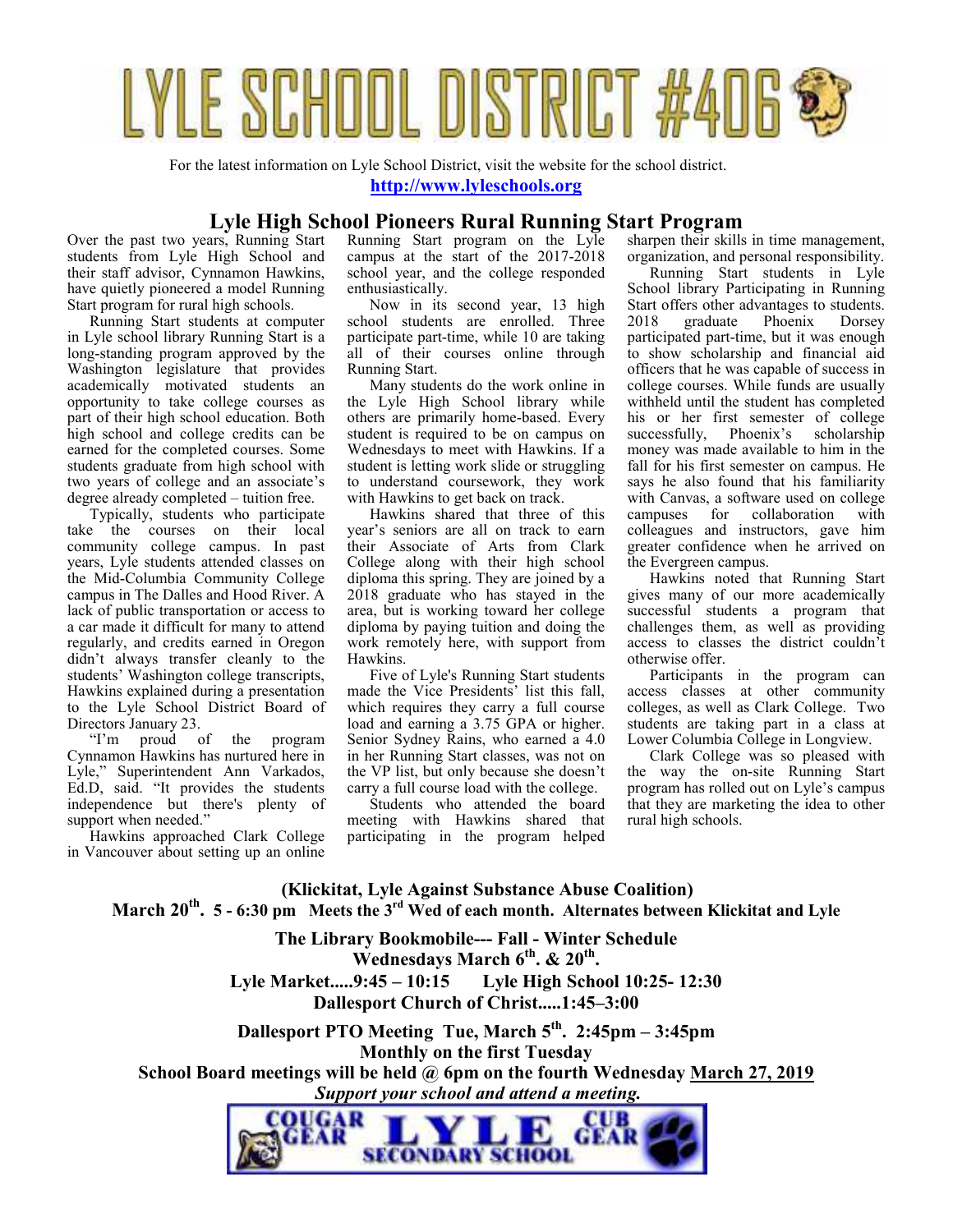# LYLE SCHOOL DISTRICT #406

For the latest information on Lyle School District, visit the website for the school district.

**http://www.lyleschools.org**

## Lyle High School Pioneers Rural Running Start Program

Over the past two years, Running Start students from Lyle High School and their staff advisor, Cynnamon Hawkins, have quietly pioneered a model Running Start program for rural high schools.

Running Start students at computer in Lyle school library Running Start is a long-standing program approved by the Washington legislature that provides academically motivated students an opportunity to take college courses as part of their high school education. Both high school and college credits can be earned for the completed courses. Some students graduate from high school with two years of college and an associate's degree already completed – tuition free.

Typically, students who participate take the courses on their local community college campus. In past years, Lyle students attended classes on the Mid-Columbia Community College campus in The Dalles and Hood River. A lack of public transportation or access to a car made it difficult for many to attend regularly, and credits earned in Oregon didn't always transfer cleanly to the students' Washington college transcripts, Hawkins explained during a presentation to the Lyle School District Board of Directors January 23.

"I'm proud of the program Cynnamon Hawkins has nurtured here in Lyle," Superintendent Ann Varkados, Ed.D, said. "It provides the students independence but there's plenty of support when needed."

Hawkins approached Clark College in Vancouver about setting up an online Running Start program on the Lyle campus at the start of the 2017-2018 school year, and the college responded enthusiastically.

Now in its second year, 13 high school students are enrolled. Three participate part-time, while 10 are taking all of their courses online through Running Start.

Many students do the work online in the Lyle High School library while others are primarily home-based. Every student is required to be on campus on Wednesdays to meet with Hawkins. If a student is letting work slide or struggling to understand coursework, they work with Hawkins to get back on track.

Hawkins shared that three of this year's seniors are all on track to earn their Associate of Arts from Clark College along with their high school diploma this spring. They are joined by a 2018 graduate who has stayed in the area, but is working toward her college diploma by paying tuition and doing the work remotely here, with support from Hawkins.

Five of Lyle's Running Start students made the Vice Presidents' list this fall, which requires they carry a full course load and earning a 3.75 GPA or higher. Senior Sydney Rains, who earned a 4.0 in her Running Start classes, was not on the VP list, but only because she doesn't carry a full course load with the college.

Students who attended the board meeting with Hawkins shared that participating in the program helped sharpen their skills in time management, organization, and personal responsibility.

Running Start students in Lyle School library Participating in Running Start offers other advantages to students. 2018 graduate Phoenix Dorsey participated part-time, but it was enough to show scholarship and financial aid officers that he was capable of success in college courses. While funds are usually withheld until the student has completed his or her first semester of college successfully, Phoenix's scholarship money was made available to him in the fall for his first semester on campus. He says he also found that his familiarity with Canvas, a software used on college campuses for collaboration with colleagues and instructors, gave him greater confidence when he arrived on the Evergreen campus.

Hawkins noted that Running Start gives many of our more academically successful students a program that challenges them, as well as providing access to classes the district couldn't otherwise offer.

Participants in the program can access classes at other community colleges, as well as Clark College. Two students are taking part in a class at Lower Columbia College in Longview.

Clark College was so pleased with the way the on-site Running Start program has rolled out on Lyle's campus that they are marketing the idea to other rural high schools.

**(Klickitat, Lyle Against Substance Abuse Coalition)**

**March 20th. 5 - 6:30 pm Meets the 3rd Wed of each month. Alternates between Klickitat and Lyle**

**The Library Bookmobile--- Fall - Winter Schedule**

**Wednesdays March 6th. & 20th.**

**Lyle Market.....9:45 – 10:15 Lyle High School 10:25- 12:30**

**Dallesport Church of Christ.....1:45–3:00**

**Dallesport PTO Meeting Tue, March 5th. 2:45pm – 3:45pm**

**Monthly on the first Tuesday**

**School Board meetings will be held @ 6pm on the fourth Wednesday March 27, 2019**

***Support your school and attend a meeting.***

COUGAR GEAR LYLE SECONDARY SCHOOL CUB GEAR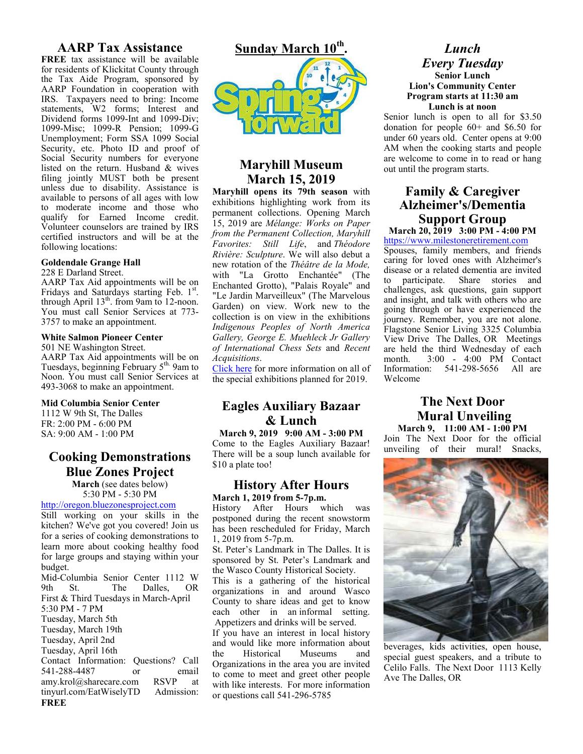## AARP Tax Assistance

**FREE** tax assistance will be available for residents of Klickitat County through the Tax Aide Program, sponsored by AARP Foundation in cooperation with IRS. Taxpayers need to bring: Income statements, W2 forms; Interest and Dividend forms 1099-Int and 1099-Div; 1099-Misc; 1099-R Pension; 1099-G Unemployment; Form SSA 1099 Social Security, etc. Photo ID and proof of Social Security numbers for everyone listed on the return. Husband & wives filing jointly MUST both be present unless due to disability. Assistance is available to persons of all ages with low to moderate income and those who qualify for Earned Income credit. Volunteer counselors are trained by IRS certified instructors and will be at the following locations:

**Goldendale Grange Hall**
228 E Darland Street.
AARP Tax Aid appointments will be on Fridays and Saturdays starting Feb. 1st. through April 13th. from 9am to 12-noon. You must call Senior Services at 773-3757 to make an appointment.

**White Salmon Pioneer Center**
501 NE Washington Street.
AARP Tax Aid appointments will be on Tuesdays, beginning February 5th 9am to Noon. You must call Senior Services at 493-3068 to make an appointment.

**Mid Columbia Senior Center**
1112 W 9th St, The Dalles
FR: 2:00 PM - 6:00 PM
SA: 9:00 AM - 1:00 PM

## Cooking Demonstrations Blue Zones Project

**March** (see dates below)
5:30 PM - 5:30 PM
http://oregon.bluezonesproject.com

Still working on your skills in the kitchen? We've got you covered! Join us for a series of cooking demonstrations to learn more about cooking healthy food for large groups and staying within your budget.

Mid-Columbia Senior Center 1112 W 9th St. The Dalles, OR
First & Third Tuesdays in March-April
5:30 PM - 7 PM
Tuesday, March 5th
Tuesday, March 19th
Tuesday, April 2nd
Tuesday, April 16th
Contact Information: Questions? Call 541-288-4487 or email amy.krol@sharecare.com RSVP at tinyurl.com/EatWiselyTD Admission: **FREE**

## Sunday March 10th.

Spring forward

## Maryhill Museum March 15, 2019

**Maryhill opens its 79th season** with exhibitions highlighting work from its permanent collections. Opening March 15, 2019 are *Mélange: Works on Paper from the Permanent Collection, Maryhill Favorites: Still Life*, and *Théodore Rivière: Sculpture*. We will also debut a new rotation of the *Théâtre de la Mode,* with "La Grotto Enchantée" (The Enchanted Grotto), "Palais Royale" and "Le Jardin Marveilleux" (The Marvelous Garden) on view. Work new to the collection is on view in the exhibitions *Indigenous Peoples of North America Gallery, George E. Muehleck Jr Gallery of International Chess Sets* and *Recent Acquisitions*.
Click here for more information on all of the special exhibitions planned for 2019.

## Eagles Auxiliary Bazaar & Lunch

**March 9, 2019 9:00 AM - 3:00 PM**
Come to the Eagles Auxiliary Bazaar! There will be a soup lunch available for $10 a plate too!

## History After Hours

**March 1, 2019 from 5-7p.m.**
History After Hours which was postponed during the recent snowstorm has been rescheduled for Friday, March 1, 2019 from 5-7p.m.
St. Peter's Landmark in The Dalles. It is sponsored by St. Peter's Landmark and the Wasco County Historical Society.
This is a gathering of the historical organizations in and around Wasco County to share ideas and get to know each other in an informal setting. Appetizers and drinks will be served.
If you have an interest in local history and would like more information about the Historical Museums and Organizations in the area you are invited to come to meet and greet other people with like interests. For more information or questions call 541-296-5785

## *Lunch Every Tuesday*

**Senior Lunch**
**Lion's Community Center**
**Program starts at 11:30 am**
**Lunch is at noon**

Senior lunch is open to all for $3.50 donation for people 60+ and $6.50 for under 60 years old. Center opens at 9:00 AM when the cooking starts and people are welcome to come in to read or hang out until the program starts.

## Family & Caregiver Alzheimer's/Dementia Support Group

**March 20, 2019 3:00 PM - 4:00 PM**
https://www.milestoneretirement.com

Spouses, family members, and friends caring for loved ones with Alzheimer's disease or a related dementia are invited to participate. Share stories and challenges, ask questions, gain support and insight, and talk with others who are going through or have experienced the journey. Remember, you are not alone. Flagstone Senior Living 3325 Columbia View Drive The Dalles, OR Meetings are held the third Wednesday of each month. 3:00 - 4:00 PM Contact Information: 541-298-5656 All are Welcome

## The Next Door Mural Unveiling

**March 9, 11:00 AM - 1:00 PM**
Join The Next Door for the official unveiling of their mural! Snacks, beverages, kids activities, open house, special guest speakers, and a tribute to Celilo Falls. The Next Door 1113 Kelly Ave The Dalles, OR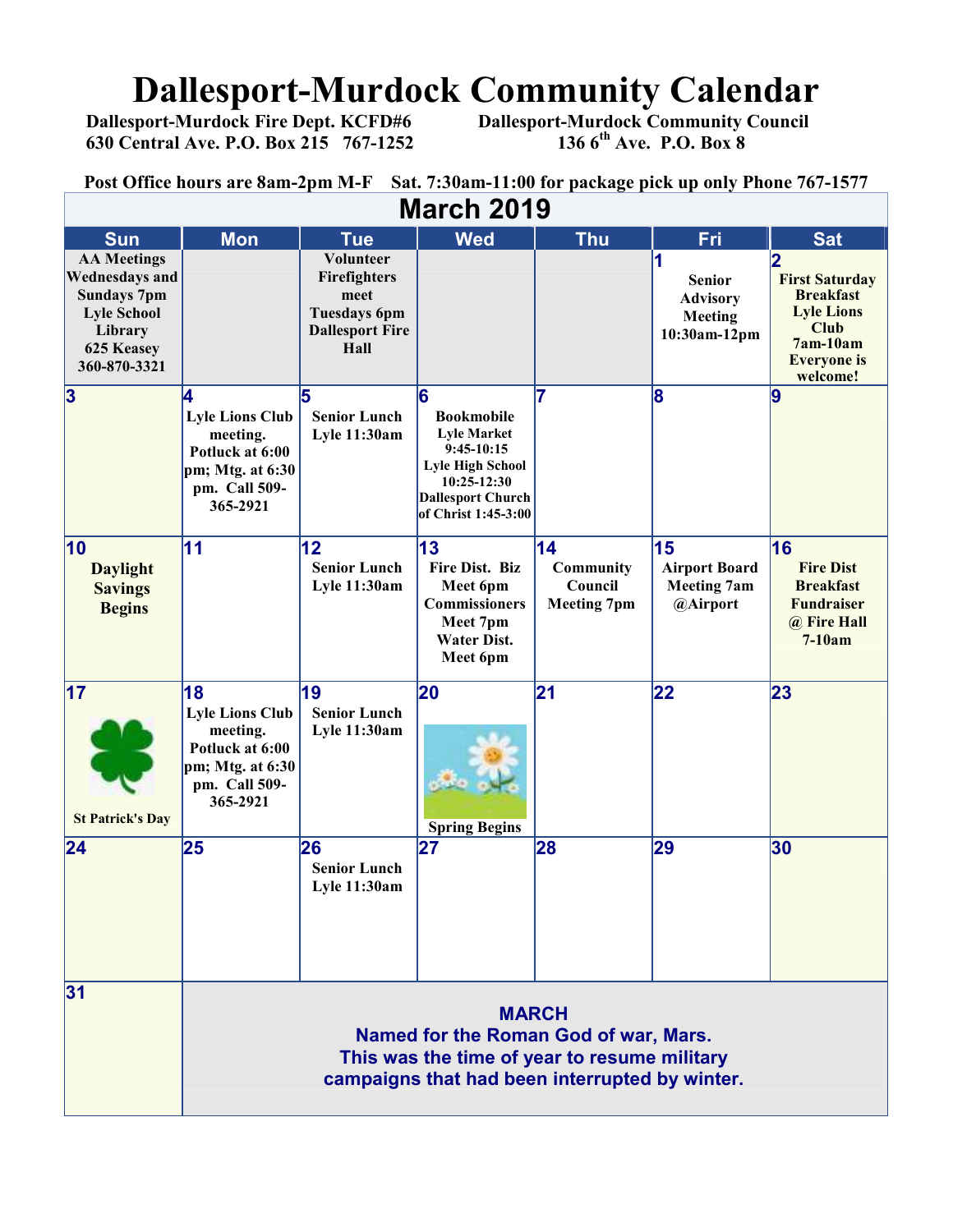# Dallesport-Murdock Community Calendar

**Dallesport-Murdock Fire Dept. KCFD#6**
**630 Central Ave. P.O. Box 215 767-1252**

**Dallesport-Murdock Community Council**
**136 6th Ave. P.O. Box 8**

**Post Office hours are 8am-2pm M-F Sat. 7:30am-11:00 for package pick up only Phone 767-1577**

## March 2019

| Sun | Mon | Tue | Wed | Thu | Fri | Sat |
|---|---|---|---|---|---|---|
| AA Meetings Wednesdays and Sundays 7pm Lyle School Library 625 Keasey 360-870-3321 | | Volunteer Firefighters meet Tuesdays 6pm Dallesport Fire Hall | | | 1 Senior Advisory Meeting 10:30am-12pm | 2 First Saturday Breakfast Lyle Lions Club 7am-10am Everyone is welcome! |
| 3 | 4 Lyle Lions Club meeting. Potluck at 6:00 pm; Mtg. at 6:30 pm. Call 509-365-2921 | 5 Senior Lunch Lyle 11:30am | 6 Bookmobile Lyle Market 9:45-10:15 Lyle High School 10:25-12:30 Dallesport Church of Christ 1:45-3:00 | 7 | 8 | 9 |
| 10 Daylight Savings Begins | 11 | 12 Senior Lunch Lyle 11:30am | 13 Fire Dist. Biz Meet 6pm Commissioners Meet 7pm Water Dist. Meet 6pm | 14 Community Council Meeting 7pm | 15 Airport Board Meeting 7am @Airport | 16 Fire Dist Breakfast Fundraiser @ Fire Hall 7-10am |
| 17 St Patrick's Day | 18 Lyle Lions Club meeting. Potluck at 6:00 pm; Mtg. at 6:30 pm. Call 509-365-2921 | 19 Senior Lunch Lyle 11:30am | 20 Spring Begins | 21 | 22 | 23 |
| 24 | 25 | 26 Senior Lunch Lyle 11:30am | 27 | 28 | 29 | 30 |
| 31 | MARCH Named for the Roman God of war, Mars. This was the time of year to resume military campaigns that had been interrupted by winter. | | | | | |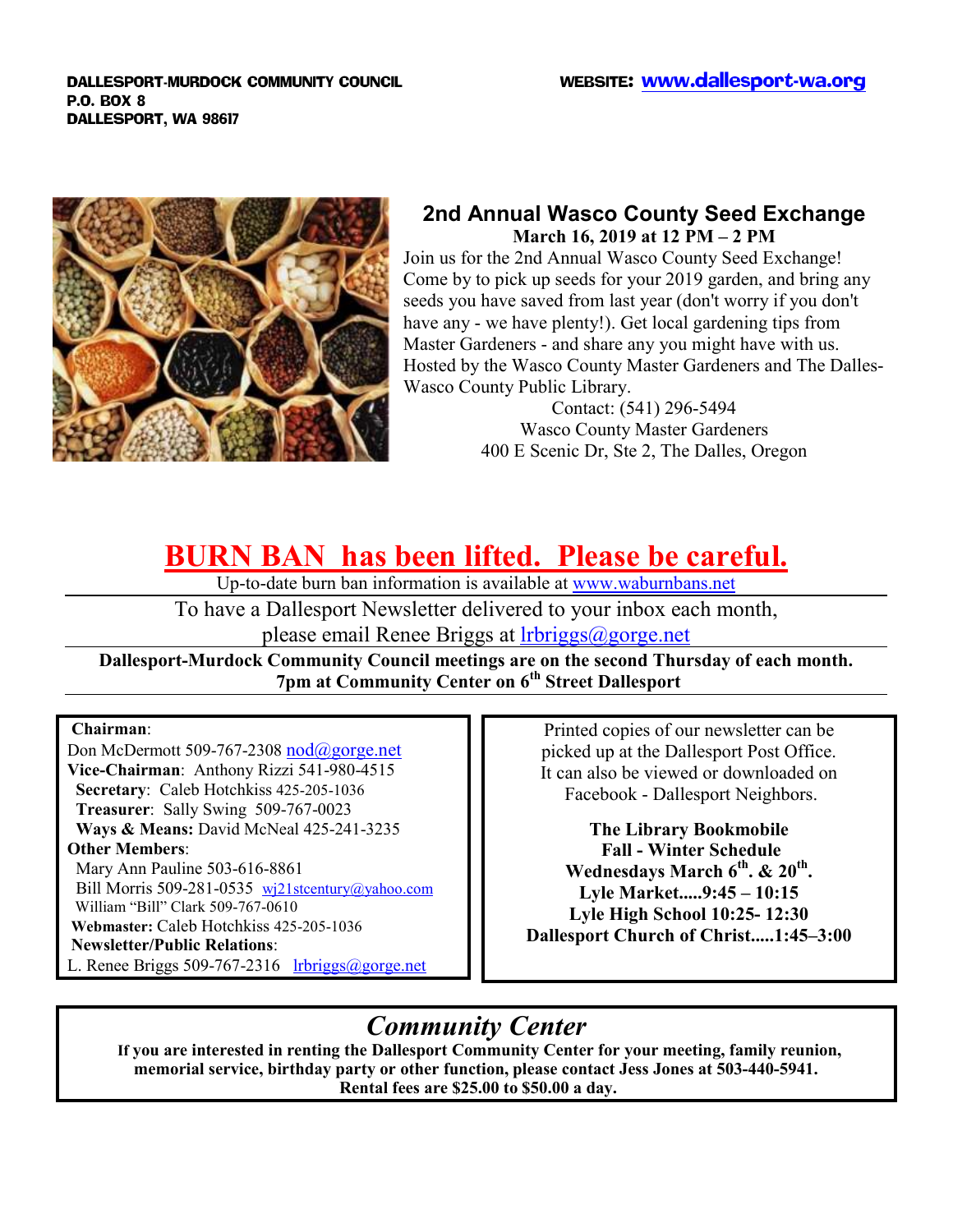**DALLESPORT-MURDOCK COMMUNITY COUNCIL**
**P.O. BOX 8**
**DALLESPORT, WA 98617**

**WEBSITE: www.dallesport-wa.org**

## 2nd Annual Wasco County Seed Exchange

**March 16, 2019 at 12 PM – 2 PM**

Join us for the 2nd Annual Wasco County Seed Exchange! Come by to pick up seeds for your 2019 garden, and bring any seeds you have saved from last year (don't worry if you don't have any - we have plenty!). Get local gardening tips from Master Gardeners - and share any you might have with us. Hosted by the Wasco County Master Gardeners and The Dalles-Wasco County Public Library.

Contact: (541) 296-5494
Wasco County Master Gardeners
400 E Scenic Dr, Ste 2, The Dalles, Oregon

# BURN BAN has been lifted. Please be careful.

Up-to-date burn ban information is available at www.waburnbans.net

To have a Dallesport Newsletter delivered to your inbox each month, please email Renee Briggs at lrbriggs@gorge.net

**Dallesport-Murdock Community Council meetings are on the second Thursday of each month. 7pm at Community Center on 6th Street Dallesport**

**Chairman**:
Don McDermott 509-767-2308 nod@gorge.net
**Vice-Chairman**: Anthony Rizzi 541-980-4515
**Secretary**: Caleb Hotchkiss 425-205-1036
**Treasurer**: Sally Swing 509-767-0023
**Ways & Means:** David McNeal 425-241-3235
**Other Members**:
Mary Ann Pauline 503-616-8861
Bill Morris 509-281-0535 wj21stcentury@yahoo.com
William "Bill" Clark 509-767-0610
**Webmaster:** Caleb Hotchkiss 425-205-1036
**Newsletter/Public Relations**:
L. Renee Briggs 509-767-2316 lrbriggs@gorge.net

Printed copies of our newsletter can be picked up at the Dallesport Post Office. It can also be viewed or downloaded on Facebook - Dallesport Neighbors.

**The Library Bookmobile**
**Fall - Winter Schedule**
**Wednesdays March 6th. & 20th.**
**Lyle Market.....9:45 – 10:15**
**Lyle High School 10:25- 12:30**
**Dallesport Church of Christ.....1:45–3:00**

## *Community Center*

**If you are interested in renting the Dallesport Community Center for your meeting, family reunion, memorial service, birthday party or other function, please contact Jess Jones at 503-440-5941. Rental fees are $25.00 to $50.00 a day.**